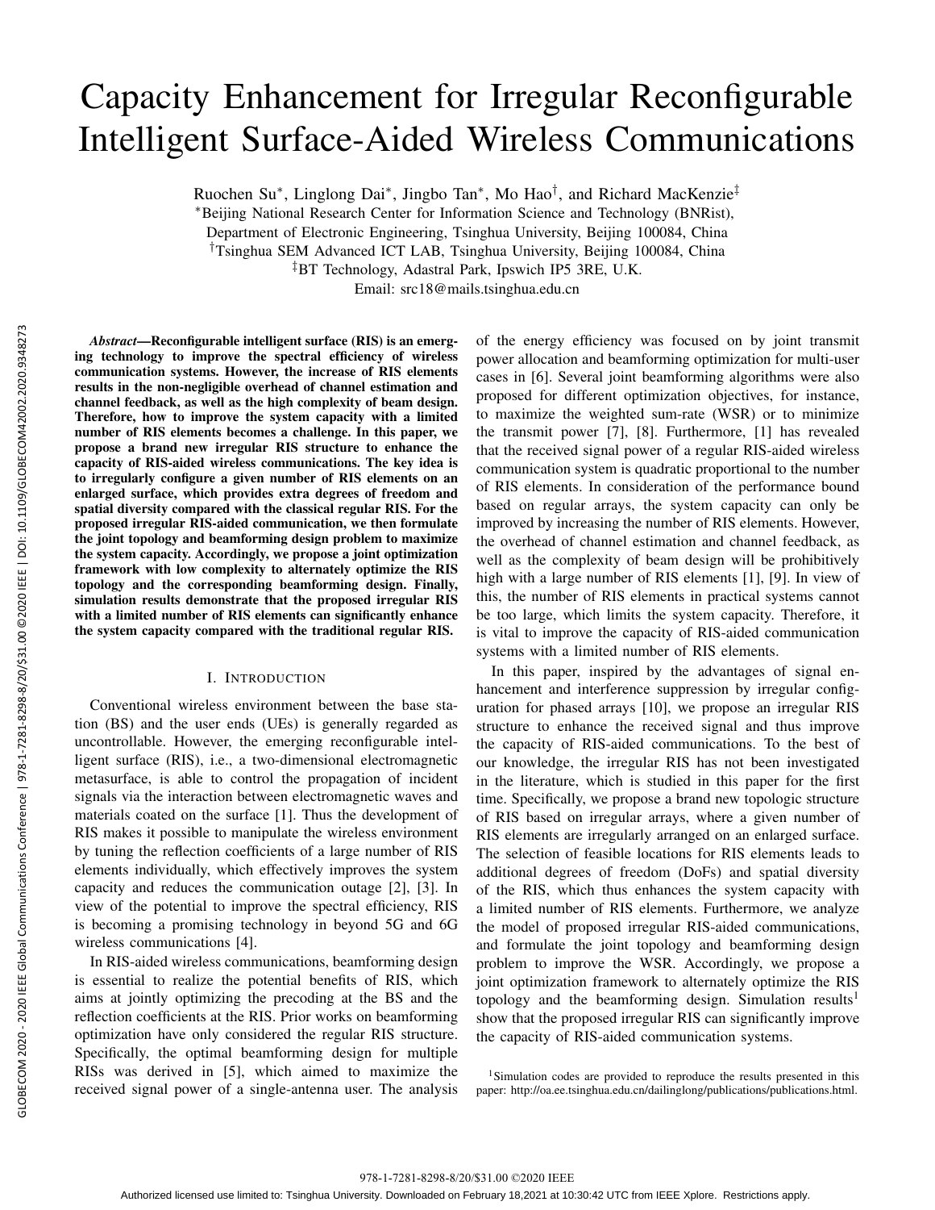# Capacity Enhancement for Irregular Reconfigurable Intelligent Surface-Aided Wireless Communications

Ruochen Su*, Linglong Dai*, Jingbo Tan*, Mo Hao†, and Richard MacKenzie‡

*Beijing National Research Center for Information Science and Technology (BNRist),
Department of Electronic Engineering, Tsinghua University, Beijing 100084, China

†Tsinghua SEM Advanced ICT LAB, Tsinghua University, Beijing 100084, China

‡BT Technology, Adastral Park, Ipswich IP5 3RE, U.K.

Email: src18@mails.tsinghua.edu.cn

***Abstract*—Reconfigurable intelligent surface (RIS) is an emerging technology to improve the spectral efficiency of wireless communication systems. However, the increase of RIS elements results in the non-negligible overhead of channel estimation and channel feedback, as well as the high complexity of beam design. Therefore, how to improve the system capacity with a limited number of RIS elements becomes a challenge. In this paper, we propose a brand new irregular RIS structure to enhance the capacity of RIS-aided wireless communications. The key idea is to irregularly configure a given number of RIS elements on an enlarged surface, which provides extra degrees of freedom and spatial diversity compared with the classical regular RIS. For the proposed irregular RIS-aided communication, we then formulate the joint topology and beamforming design problem to maximize the system capacity. Accordingly, we propose a joint optimization framework with low complexity to alternately optimize the RIS topology and the corresponding beamforming design. Finally, simulation results demonstrate that the proposed irregular RIS with a limited number of RIS elements can significantly enhance the system capacity compared with the traditional regular RIS.**

## I. Introduction

Conventional wireless environment between the base station (BS) and the user ends (UEs) is generally regarded as uncontrollable. However, the emerging reconfigurable intelligent surface (RIS), i.e., a two-dimensional electromagnetic metasurface, is able to control the propagation of incident signals via the interaction between electromagnetic waves and materials coated on the surface [1]. Thus the development of RIS makes it possible to manipulate the wireless environment by tuning the reflection coefficients of a large number of RIS elements individually, which effectively improves the system capacity and reduces the communication outage [2], [3]. In view of the potential to improve the spectral efficiency, RIS is becoming a promising technology in beyond 5G and 6G wireless communications [4].

In RIS-aided wireless communications, beamforming design is essential to realize the potential benefits of RIS, which aims at jointly optimizing the precoding at the BS and the reflection coefficients at the RIS. Prior works on beamforming optimization have only considered the regular RIS structure. Specifically, the optimal beamforming design for multiple RISs was derived in [5], which aimed to maximize the received signal power of a single-antenna user. The analysis of the energy efficiency was focused on by joint transmit power allocation and beamforming optimization for multi-user cases in [6]. Several joint beamforming algorithms were also proposed for different optimization objectives, for instance, to maximize the weighted sum-rate (WSR) or to minimize the transmit power [7], [8]. Furthermore, [1] has revealed that the received signal power of a regular RIS-aided wireless communication system is quadratic proportional to the number of RIS elements. In consideration of the performance bound based on regular arrays, the system capacity can only be improved by increasing the number of RIS elements. However, the overhead of channel estimation and channel feedback, as well as the complexity of beam design will be prohibitively high with a large number of RIS elements [1], [9]. In view of this, the number of RIS elements in practical systems cannot be too large, which limits the system capacity. Therefore, it is vital to improve the capacity of RIS-aided communication systems with a limited number of RIS elements.

In this paper, inspired by the advantages of signal enhancement and interference suppression by irregular configuration for phased arrays [10], we propose an irregular RIS structure to enhance the received signal and thus improve the capacity of RIS-aided communications. To the best of our knowledge, the irregular RIS has not been investigated in the literature, which is studied in this paper for the first time. Specifically, we propose a brand new topologic structure of RIS based on irregular arrays, where a given number of RIS elements are irregularly arranged on an enlarged surface. The selection of feasible locations for RIS elements leads to additional degrees of freedom (DoFs) and spatial diversity of the RIS, which thus enhances the system capacity with a limited number of RIS elements. Furthermore, we analyze the model of proposed irregular RIS-aided communications, and formulate the joint topology and beamforming design problem to improve the WSR. Accordingly, we propose a joint optimization framework to alternately optimize the RIS topology and the beamforming design. Simulation results[1] show that the proposed irregular RIS can significantly improve the capacity of RIS-aided communication systems.

[1]Simulation codes are provided to reproduce the results presented in this paper: http://oa.ee.tsinghua.edu.cn/dailinglong/publications/publications.html.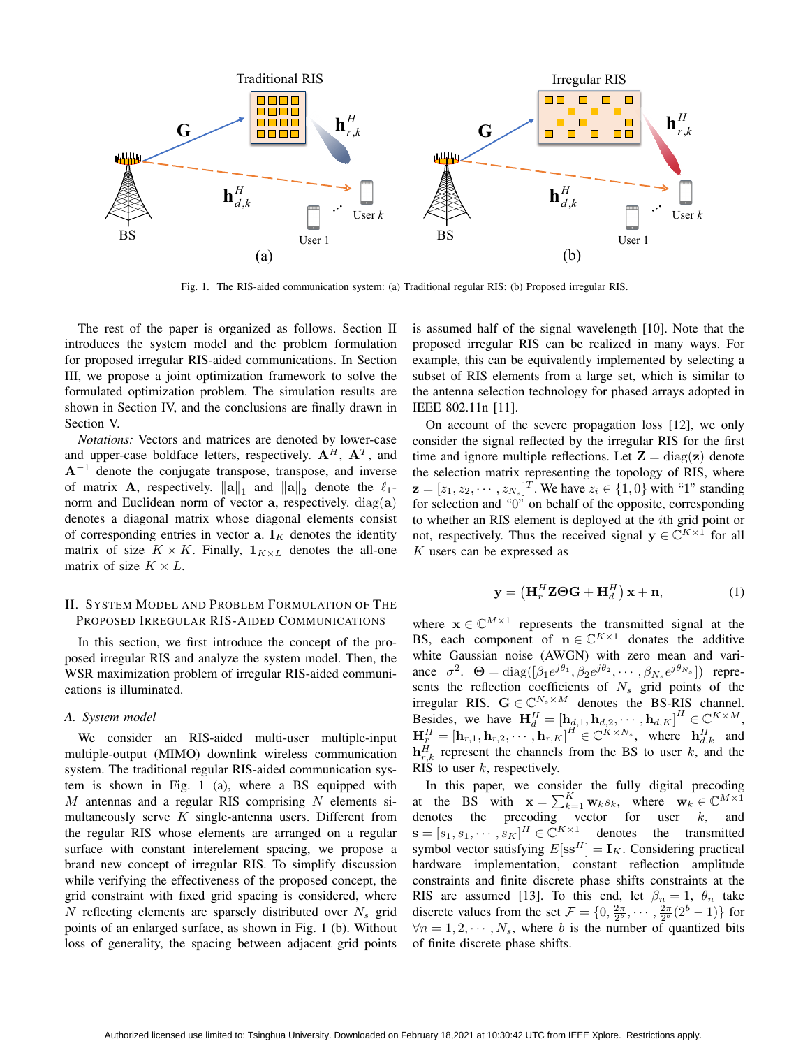Fig. 1. The RIS-aided communication system: (a) Traditional regular RIS; (b) Proposed irregular RIS.

The rest of the paper is organized as follows. Section II introduces the system model and the problem formulation for proposed irregular RIS-aided communications. In Section III, we propose a joint optimization framework to solve the formulated optimization problem. The simulation results are shown in Section IV, and the conclusions are finally drawn in Section V.

*Notations:* Vectors and matrices are denoted by lower-case and upper-case boldface letters, respectively. $\mathbf{A}^H$, $\mathbf{A}^T$, and $\mathbf{A}^{-1}$ denote the conjugate transpose, transpose, and inverse of matrix $\mathbf{A}$, respectively. $\|\mathbf{a}\|_1$ and $\|\mathbf{a}\|_2$ denote the $\ell_1$-norm and Euclidean norm of vector $\mathbf{a}$, respectively. $\mathrm{diag}(\mathbf{a})$ denotes a diagonal matrix whose diagonal elements consist of corresponding entries in vector $\mathbf{a}$. $\mathbf{I}_K$ denotes the identity matrix of size $K \times K$. Finally, $\mathbf{1}_{K\times L}$ denotes the all-one matrix of size $K \times L$.

## II. System Model and Problem Formulation of The Proposed Irregular RIS-Aided Communications

In this section, we first introduce the concept of the proposed irregular RIS and analyze the system model. Then, the WSR maximization problem of irregular RIS-aided communications is illuminated.

### A. System model

We consider an RIS-aided multi-user multiple-input multiple-output (MIMO) downlink wireless communication system. The traditional regular RIS-aided communication system is shown in Fig. 1 (a), where a BS equipped with $M$ antennas and a regular RIS comprising $N$ elements simultaneously serve $K$ single-antenna users. Different from the regular RIS whose elements are arranged on a regular surface with constant interelement spacing, we propose a brand new concept of irregular RIS. To simplify discussion while verifying the effectiveness of the proposed concept, the grid constraint with fixed grid spacing is considered, where $N$ reflecting elements are sparsely distributed over $N_s$ grid points of an enlarged surface, as shown in Fig. 1 (b). Without loss of generality, the spacing between adjacent grid points is assumed half of the signal wavelength [10]. Note that the proposed irregular RIS can be realized in many ways. For example, this can be equivalently implemented by selecting a subset of RIS elements from a large set, which is similar to the antenna selection technology for phased arrays adopted in IEEE 802.11n [11].

On account of the severe propagation loss [12], we only consider the signal reflected by the irregular RIS for the first time and ignore multiple reflections. Let $\mathbf{Z} = \mathrm{diag}(\mathbf{z})$ denote the selection matrix representing the topology of RIS, where $\mathbf{z} = [z_1, z_2, \cdots, z_{N_s}]^T$. We have $z_i \in \{1, 0\}$ with "1" standing for selection and "0" on behalf of the opposite, corresponding to whether an RIS element is deployed at the $i$th grid point or not, respectively. Thus the received signal $\mathbf{y} \in \mathbb{C}^{K\times 1}$ for all $K$ users can be expressed as

$$\mathbf{y} = \left(\mathbf{H}_r^H \mathbf{Z}\boldsymbol{\Theta}\mathbf{G} + \mathbf{H}_d^H\right)\mathbf{x} + \mathbf{n}, \tag{1}$$

where $\mathbf{x} \in \mathbb{C}^{M\times 1}$ represents the transmitted signal at the BS, each component of $\mathbf{n} \in \mathbb{C}^{K\times 1}$ donates the additive white Gaussian noise (AWGN) with zero mean and variance $\sigma^2$. $\boldsymbol{\Theta} = \mathrm{diag}([\beta_1 e^{j\theta_1}, \beta_2 e^{j\theta_2}, \cdots, \beta_{N_s} e^{j\theta_{N_s}}])$ represents the reflection coefficients of $N_s$ grid points of the irregular RIS. $\mathbf{G} \in \mathbb{C}^{N_s\times M}$ denotes the BS-RIS channel. Besides, we have $\mathbf{H}_d^H = [\mathbf{h}_{d,1}, \mathbf{h}_{d,2}, \cdots, \mathbf{h}_{d,K}]^H \in \mathbb{C}^{K\times M}$, $\mathbf{H}_r^H = [\mathbf{h}_{r,1}, \mathbf{h}_{r,2}, \cdots, \mathbf{h}_{r,K}]^H \in \mathbb{C}^{K\times N_s}$, where $\mathbf{h}_{d,k}^H$ and $\mathbf{h}_{r,k}^H$ represent the channels from the BS to user $k$, and the RIS to user $k$, respectively.

In this paper, we consider the fully digital precoding at the BS with $\mathbf{x} = \sum_{k=1}^{K} \mathbf{w}_k s_k$, where $\mathbf{w}_k \in \mathbb{C}^{M\times 1}$ denotes the precoding vector for user $k$, and $\mathbf{s} = [s_1, s_1, \cdots, s_K]^H \in \mathbb{C}^{K\times 1}$ denotes the transmitted symbol vector satisfying $E[\mathbf{s}\mathbf{s}^H] = \mathbf{I}_K$. Considering practical hardware implementation, constant reflection amplitude constraints and finite discrete phase shifts constraints at the RIS are assumed [13]. To this end, let $\beta_n = 1$, $\theta_n$ take discrete values from the set $\mathcal{F} = \{0, \frac{2\pi}{2^b}, \cdots, \frac{2\pi}{2^b}(2^b - 1)\}$ for $\forall n = 1, 2, \cdots, N_s$, where $b$ is the number of quantized bits of finite discrete phase shifts.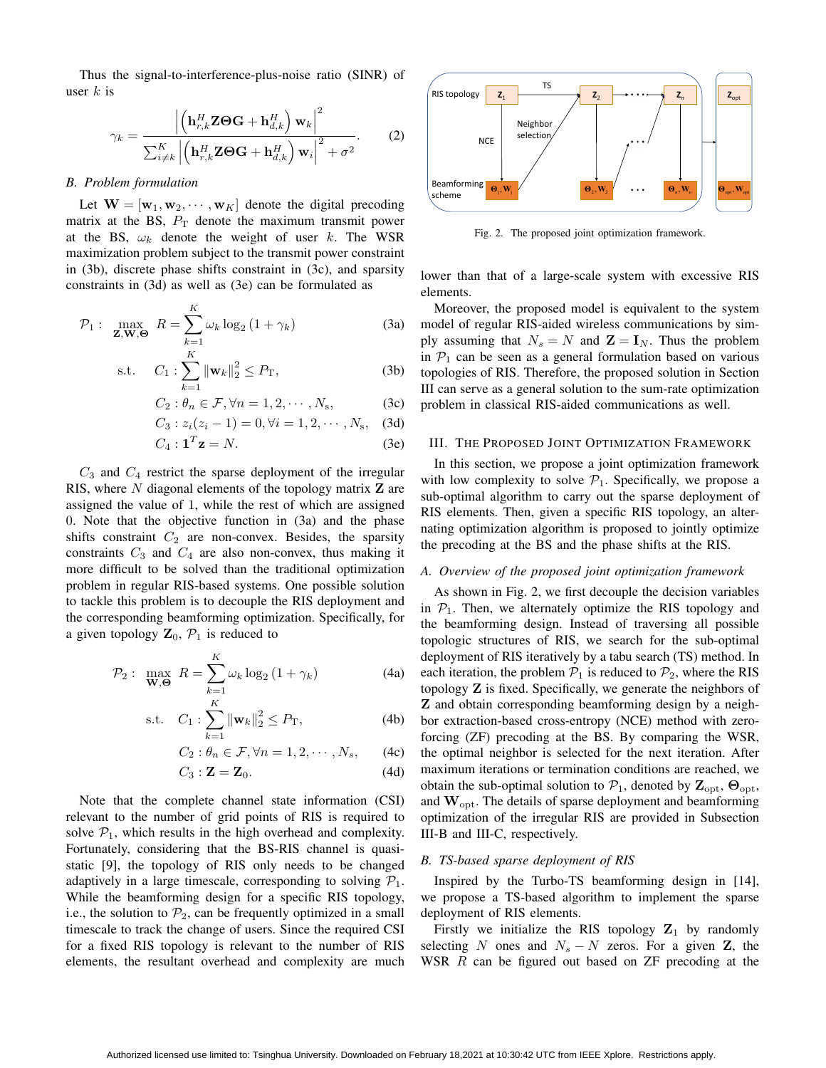Thus the signal-to-interference-plus-noise ratio (SINR) of user $k$ is

$$\gamma_k = \frac{\left|\left(\mathbf{h}_{r,k}^H \mathbf{Z}\boldsymbol{\Theta}\mathbf{G} + \mathbf{h}_{d,k}^H\right)\mathbf{w}_k\right|^2}{\sum_{i\neq k}^K \left|\left(\mathbf{h}_{r,k}^H \mathbf{Z}\boldsymbol{\Theta}\mathbf{G} + \mathbf{h}_{d,k}^H\right)\mathbf{w}_i\right|^2 + \sigma^2}. \tag{2}$$

### B. Problem formulation

Let $\mathbf{W} = [\mathbf{w}_1, \mathbf{w}_2, \cdots, \mathbf{w}_K]$ denote the digital precoding matrix at the BS, $P_{\mathrm{T}}$ denote the maximum transmit power at the BS, $\omega_k$ denote the weight of user $k$. The WSR maximization problem subject to the transmit power constraint in (3b), discrete phase shifts constraint in (3c), and sparsity constraints in (3d) as well as (3e) can be formulated as

$$\mathcal{P}_1: \max_{\mathbf{Z},\mathbf{W},\boldsymbol{\Theta}} \; R = \sum_{k=1}^K \omega_k \log_2(1+\gamma_k) \tag{3a}$$

$$\text{s.t.} \quad C_1: \sum_{k=1}^K \|\mathbf{w}_k\|_2^2 \leq P_{\mathrm{T}}, \tag{3b}$$

$$C_2: \theta_n \in \mathcal{F}, \forall n = 1, 2, \cdots, N_{\mathrm{s}}, \tag{3c}$$

$$C_3: z_i(z_i - 1) = 0, \forall i = 1, 2, \cdots, N_{\mathrm{s}}, \tag{3d}$$

$$C_4: \mathbf{1}^T\mathbf{z} = N. \tag{3e}$$

$C_3$ and $C_4$ restrict the sparse deployment of the irregular RIS, where $N$ diagonal elements of the topology matrix $\mathbf{Z}$ are assigned the value of 1, while the rest of which are assigned 0. Note that the objective function in (3a) and the phase shifts constraint $C_2$ are non-convex. Besides, the sparsity constraints $C_3$ and $C_4$ are also non-convex, thus making it more difficult to be solved than the traditional optimization problem in regular RIS-based systems. One possible solution to tackle this problem is to decouple the RIS deployment and the corresponding beamforming optimization. Specifically, for a given topology $\mathbf{Z}_0$, $\mathcal{P}_1$ is reduced to

$$\mathcal{P}_2: \max_{\mathbf{W},\boldsymbol{\Theta}} \; R = \sum_{k=1}^K \omega_k \log_2(1+\gamma_k) \tag{4a}$$

$$\text{s.t.} \quad C_1: \sum_{k=1}^K \|\mathbf{w}_k\|_2^2 \leq P_{\mathrm{T}}, \tag{4b}$$

$$C_2: \theta_n \in \mathcal{F}, \forall n = 1, 2, \cdots, N_{\mathrm{s}}, \tag{4c}$$

$$C_3: \mathbf{Z} = \mathbf{Z}_0. \tag{4d}$$

Note that the complete channel state information (CSI) relevant to the number of grid points of RIS is required to solve $\mathcal{P}_1$, which results in the high overhead and complexity. Fortunately, considering that the BS-RIS channel is quasi-static [9], the topology of RIS only needs to be changed adaptively in a large timescale, corresponding to solving $\mathcal{P}_1$. While the beamforming design for a specific RIS topology, i.e., the solution to $\mathcal{P}_2$, can be frequently optimized in a small timescale to track the change of users. Since the required CSI for a fixed RIS topology is relevant to the number of RIS elements, the resultant overhead and complexity are much lower than that of a large-scale system with excessive RIS elements.

Moreover, the proposed model is equivalent to the system model of regular RIS-aided wireless communications by simply assuming that $N_s = N$ and $\mathbf{Z} = \mathbf{I}_N$. Thus the problem in $\mathcal{P}_1$ can be seen as a general formulation based on various topologies of RIS. Therefore, the proposed solution in Section III can serve as a general solution to the sum-rate optimization problem in classical RIS-aided communications as well.

Fig. 2. The proposed joint optimization framework.

## III. The Proposed Joint Optimization Framework

In this section, we propose a joint optimization framework with low complexity to solve $\mathcal{P}_1$. Specifically, we propose a sub-optimal algorithm to carry out the sparse deployment of RIS elements. Then, given a specific RIS topology, an alternating optimization algorithm is proposed to jointly optimize the precoding at the BS and the phase shifts at the RIS.

### A. Overview of the proposed joint optimization framework

As shown in Fig. 2, we first decouple the decision variables in $\mathcal{P}_1$. Then, we alternately optimize the RIS topology and the beamforming design. Instead of traversing all possible topologic structures of RIS, we search for the sub-optimal deployment of RIS iteratively by a tabu search (TS) method. In each iteration, the problem $\mathcal{P}_1$ is reduced to $\mathcal{P}_2$, where the RIS topology $\mathbf{Z}$ is fixed. Specifically, we generate the neighbors of $\mathbf{Z}$ and obtain corresponding beamforming design by a neighbor extraction-based cross-entropy (NCE) method with zero-forcing (ZF) precoding at the BS. By comparing the WSR, the optimal neighbor is selected for the next iteration. After maximum iterations or termination conditions are reached, we obtain the sub-optimal solution to $\mathcal{P}_1$, denoted by $\mathbf{Z}_{\mathrm{opt}}$, $\boldsymbol{\Theta}_{\mathrm{opt}}$, and $\mathbf{W}_{\mathrm{opt}}$. The details of sparse deployment and beamforming optimization of the irregular RIS are provided in Subsection III-B and III-C, respectively.

### B. TS-based sparse deployment of RIS

Inspired by the Turbo-TS beamforming design in [14], we propose a TS-based algorithm to implement the sparse deployment of RIS elements.

Firstly we initialize the RIS topology $\mathbf{Z}_1$ by randomly selecting $N$ ones and $N_s - N$ zeros. For a given $\mathbf{Z}$, the WSR $R$ can be figured out based on ZF precoding at the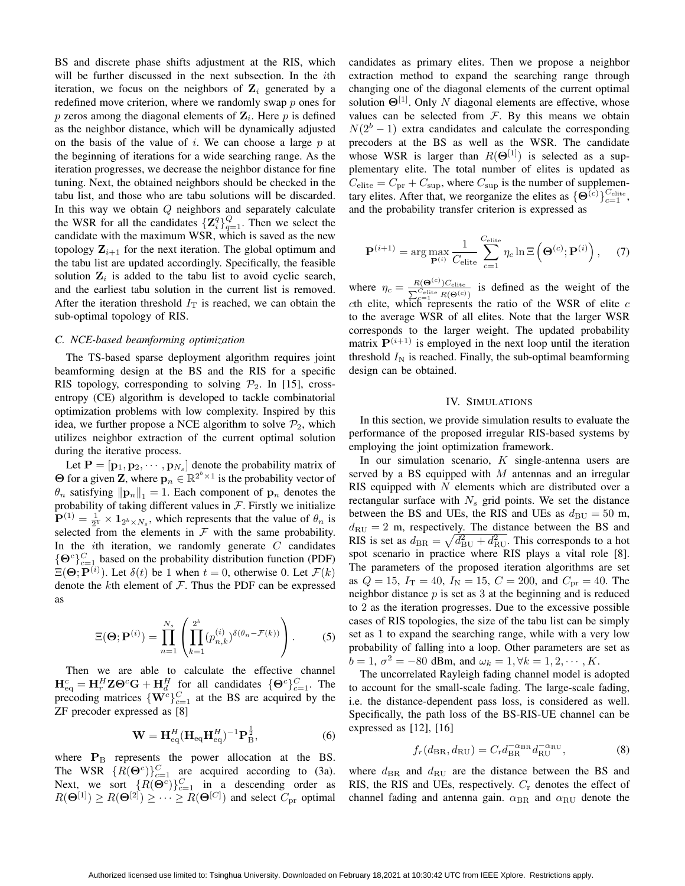BS and discrete phase shifts adjustment at the RIS, which will be further discussed in the next subsection. In the $i$th iteration, we focus on the neighbors of $\mathbf{Z}_i$ generated by a redefined move criterion, where we randomly swap $p$ ones for $p$ zeros among the diagonal elements of $\mathbf{Z}_i$. Here $p$ is defined as the neighbor distance, which will be dynamically adjusted on the basis of the value of $i$. We can choose a large $p$ at the beginning of iterations for a wide searching range. As the iteration progresses, we decrease the neighbor distance for fine tuning. Next, the obtained neighbors should be checked in the tabu list, and those who are tabu solutions will be discarded. In this way we obtain $Q$ neighbors and separately calculate the WSR for all the candidates $\{\mathbf{Z}_i^q\}_{q=1}^{Q}$. Then we select the candidate with the maximum WSR, which is saved as the new topology $\mathbf{Z}_{i+1}$ for the next iteration. The global optimum and the tabu list are updated accordingly. Specifically, the feasible solution $\mathbf{Z}_i$ is added to the tabu list to avoid cyclic search, and the earliest tabu solution in the current list is removed. After the iteration threshold $I_{\mathrm{T}}$ is reached, we can obtain the sub-optimal topology of RIS.

### C. NCE-based beamforming optimization

The TS-based sparse deployment algorithm requires joint beamforming design at the BS and the RIS for a specific RIS topology, corresponding to solving $\mathcal{P}_2$. In [15], cross-entropy (CE) algorithm is developed to tackle combinatorial optimization problems with low complexity. Inspired by this idea, we further propose a NCE algorithm to solve $\mathcal{P}_2$, which utilizes neighbor extraction of the current optimal solution during the iterative process.

Let $\mathbf{P} = [\mathbf{p}_1, \mathbf{p}_2, \cdots, \mathbf{p}_{N_s}]$ denote the probability matrix of $\boldsymbol{\Theta}$ for a given $\mathbf{Z}$, where $\mathbf{p}_n \in \mathbb{R}^{2^b \times 1}$ is the probability vector of $\theta_n$ satisfying $\|\mathbf{p}_n\|_1 = 1$. Each component of $\mathbf{p}_n$ denotes the probability of taking different values in $\mathcal{F}$. Firstly we initialize $\mathbf{P}^{(1)} = \frac{1}{2^b} \times \mathbf{1}_{2^b \times N_s}$, which represents that the value of $\theta_n$ is selected from the elements in $\mathcal{F}$ with the same probability. In the $i$th iteration, we randomly generate $C$ candidates $\{\boldsymbol{\Theta}^c\}_{c=1}^{C}$ based on the probability distribution function (PDF) $\Xi(\boldsymbol{\Theta}; \mathbf{P}^{(i)})$. Let $\delta(t)$ be 1 when $t = 0$, otherwise 0. Let $\mathcal{F}(k)$ denote the $k$th element of $\mathcal{F}$. Thus the PDF can be expressed as

$$\Xi(\boldsymbol{\Theta}; \mathbf{P}^{(i)}) = \prod_{n=1}^{N_s} \left( \prod_{k=1}^{2^b} (p_{n,k}^{(i)})^{\delta(\theta_n - \mathcal{F}(k))} \right). \tag{5}$$

Then we are able to calculate the effective channel $\mathbf{H}_{\mathrm{eq}}^c = \mathbf{H}_r^H \mathbf{Z} \boldsymbol{\Theta}^c \mathbf{G} + \mathbf{H}_d^H$ for all candidates $\{\boldsymbol{\Theta}^c\}_{c=1}^{C}$. The precoding matrices $\{\mathbf{W}^c\}_{c=1}^{C}$ at the BS are acquired by the ZF precoder expressed as [8]

$$\mathbf{W} = \mathbf{H}_{\mathrm{eq}}^H (\mathbf{H}_{\mathrm{eq}} \mathbf{H}_{\mathrm{eq}}^H)^{-1} \mathbf{P}_{\mathrm{B}}^{\frac{1}{2}}, \tag{6}$$

where $\mathbf{P}_{\mathrm{B}}$ represents the power allocation at the BS. The WSR $\{R(\boldsymbol{\Theta}^c)\}_{c=1}^{C}$ are acquired according to (3a). Next, we sort $\{R(\boldsymbol{\Theta}^c)\}_{c=1}^{C}$ in a descending order as $R(\boldsymbol{\Theta}^{[1]}) \geq R(\boldsymbol{\Theta}^{[2]}) \geq \cdots \geq R(\boldsymbol{\Theta}^{[C]})$ and select $C_{\mathrm{pr}}$ optimal candidates as primary elites. Then we propose a neighbor extraction method to expand the searching range through changing one of the diagonal elements of the current optimal solution $\boldsymbol{\Theta}^{[1]}$. Only $N$ diagonal elements are effective, whose values can be selected from $\mathcal{F}$. By this means we obtain $N(2^b - 1)$ extra candidates and calculate the corresponding precoders at the BS as well as the WSR. The candidate whose WSR is larger than $R(\boldsymbol{\Theta}^{[1]})$ is selected as a supplementary elite. The total number of elites is updated as $C_{\mathrm{elite}} = C_{\mathrm{pr}} + C_{\mathrm{sup}}$, where $C_{\mathrm{sup}}$ is the number of supplementary elites. After that, we reorganize the elites as $\{\boldsymbol{\Theta}^{(c)}\}_{c=1}^{C_{\mathrm{elite}}}$, and the probability transfer criterion is expressed as

$$\mathbf{P}^{(i+1)} = \arg\max_{\mathbf{P}^{(i)}} \frac{1}{C_{\mathrm{elite}}} \sum_{c=1}^{C_{\mathrm{elite}}} \eta_c \ln \Xi\left(\boldsymbol{\Theta}^{(c)}; \mathbf{P}^{(i)}\right), \tag{7}$$

where $\eta_c = \frac{R(\boldsymbol{\Theta}^{(c)}) C_{\mathrm{elite}}}{\sum_{c=1}^{C_{\mathrm{elite}}} R(\boldsymbol{\Theta}^{(c)})}$ is defined as the weight of the $c$th elite, which represents the ratio of the WSR of elite $c$ to the average WSR of all elites. Note that the larger WSR corresponds to the larger weight. The updated probability matrix $\mathbf{P}^{(i+1)}$ is employed in the next loop until the iteration threshold $I_{\mathrm{N}}$ is reached. Finally, the sub-optimal beamforming design can be obtained.

## IV. Simulations

In this section, we provide simulation results to evaluate the performance of the proposed irregular RIS-based systems by employing the joint optimization framework.

In our simulation scenario, $K$ single-antenna users are served by a BS equipped with $M$ antennas and an irregular RIS equipped with $N$ elements which are distributed over a rectangular surface with $N_s$ grid points. We set the distance between the BS and UEs, the RIS and UEs as $d_{\mathrm{BU}} = 50$ m, $d_{\mathrm{RU}} = 2$ m, respectively. The distance between the BS and RIS is set as $d_{\mathrm{BR}} = \sqrt{d_{\mathrm{BU}}^2 + d_{\mathrm{RU}}^2}$. This corresponds to a hot spot scenario in practice where RIS plays a vital role [8]. The parameters of the proposed iteration algorithms are set as $Q = 15$, $I_{\mathrm{T}} = 40$, $I_{\mathrm{N}} = 15$, $C = 200$, and $C_{\mathrm{pr}} = 40$. The neighbor distance $p$ is set as 3 at the beginning and is reduced to 2 as the iteration progresses. Due to the excessive possible cases of RIS topologies, the size of the tabu list can be simply set as 1 to expand the searching range, while with a very low probability of falling into a loop. Other parameters are set as $b = 1$, $\sigma^2 = -80$ dBm, and $\omega_k = 1, \forall k = 1, 2, \cdots, K$.

The uncorrelated Rayleigh fading channel model is adopted to account for the small-scale fading. The large-scale fading, i.e. the distance-dependent pass loss, is considered as well. Specifically, the path loss of the BS-RIS-UE channel can be expressed as [12], [16]

$$f_r(d_{\mathrm{BR}}, d_{\mathrm{RU}}) = C_{\mathrm{r}} d_{\mathrm{BR}}^{-\alpha_{\mathrm{BR}}} d_{\mathrm{RU}}^{-\alpha_{\mathrm{RU}}}, \tag{8}$$

where $d_{\mathrm{BR}}$ and $d_{\mathrm{RU}}$ are the distance between the BS and RIS, the RIS and UEs, respectively. $C_{\mathrm{r}}$ denotes the effect of channel fading and antenna gain. $\alpha_{\mathrm{BR}}$ and $\alpha_{\mathrm{RU}}$ denote the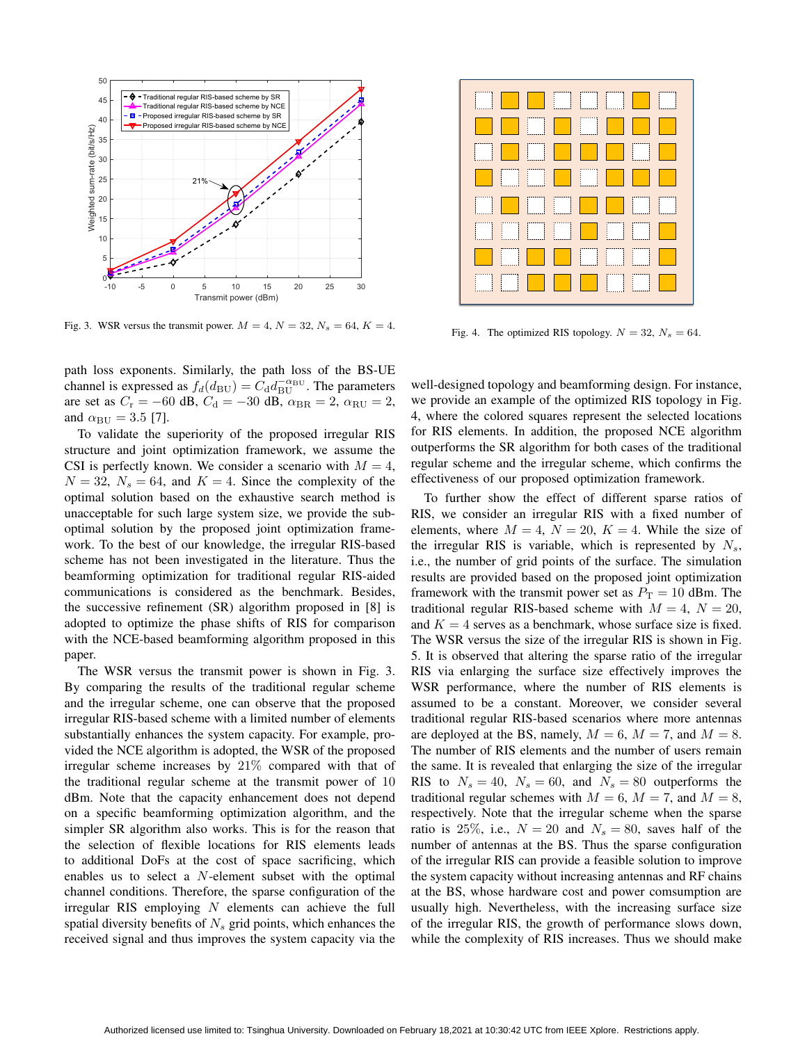Fig. 3. WSR versus the transmit power. $M = 4$, $N = 32$, $N_s = 64$, $K = 4$.

Fig. 4. The optimized RIS topology. $N = 32$, $N_s = 64$.

path loss exponents. Similarly, the path loss of the BS-UE channel is expressed as $f_d(d_{\mathrm{BU}}) = C_{\mathrm{d}} d_{\mathrm{BU}}^{-\alpha_{\mathrm{BU}}}$. The parameters are set as $C_{\mathrm{r}} = -60$ dB, $C_{\mathrm{d}} = -30$ dB, $\alpha_{\mathrm{BR}} = 2$, $\alpha_{\mathrm{RU}} = 2$, and $\alpha_{\mathrm{BU}} = 3.5$ [7].

To validate the superiority of the proposed irregular RIS structure and joint optimization framework, we assume the CSI is perfectly known. We consider a scenario with $M = 4$, $N = 32$, $N_s = 64$, and $K = 4$. Since the complexity of the optimal solution based on the exhaustive search method is unacceptable for such large system size, we provide the sub-optimal solution by the proposed joint optimization framework. To the best of our knowledge, the irregular RIS-based scheme has not been investigated in the literature. Thus the beamforming optimization for traditional regular RIS-aided communications is considered as the benchmark. Besides, the successive refinement (SR) algorithm proposed in [8] is adopted to optimize the phase shifts of RIS for comparison with the NCE-based beamforming algorithm proposed in this paper.

The WSR versus the transmit power is shown in Fig. 3. By comparing the results of the traditional regular scheme and the irregular scheme, one can observe that the proposed irregular RIS-based scheme with a limited number of elements substantially enhances the system capacity. For example, provided the NCE algorithm is adopted, the WSR of the proposed irregular scheme increases by 21% compared with that of the traditional regular scheme at the transmit power of 10 dBm. Note that the capacity enhancement does not depend on a specific beamforming optimization algorithm, and the simpler SR algorithm also works. This is for the reason that the selection of flexible locations for RIS elements leads to additional DoFs at the cost of space sacrificing, which enables us to select a $N$-element subset with the optimal channel conditions. Therefore, the sparse configuration of the irregular RIS employing $N$ elements can achieve the full spatial diversity benefits of $N_s$ grid points, which enhances the received signal and thus improves the system capacity via the well-designed topology and beamforming design. For instance, we provide an example of the optimized RIS topology in Fig. 4, where the colored squares represent the selected locations for RIS elements. In addition, the proposed NCE algorithm outperforms the SR algorithm for both cases of the traditional regular scheme and the irregular scheme, which confirms the effectiveness of our proposed optimization framework.

To further show the effect of different sparse ratios of RIS, we consider an irregular RIS with a fixed number of elements, where $M = 4$, $N = 20$, $K = 4$. While the size of the irregular RIS is variable, which is represented by $N_s$, i.e., the number of grid points of the surface. The simulation results are provided based on the proposed joint optimization framework with the transmit power set as $P_{\mathrm{T}} = 10$ dBm. The traditional regular RIS-based scheme with $M = 4$, $N = 20$, and $K = 4$ serves as a benchmark, whose surface size is fixed. The WSR versus the size of the irregular RIS is shown in Fig. 5. It is observed that altering the sparse ratio of the irregular RIS via enlarging the surface size effectively improves the WSR performance, where the number of RIS elements is assumed to be a constant. Moreover, we consider several traditional regular RIS-based scenarios where more antennas are deployed at the BS, namely, $M = 6$, $M = 7$, and $M = 8$. The number of RIS elements and the number of users remain the same. It is revealed that enlarging the size of the irregular RIS to $N_s = 40$, $N_s = 60$, and $N_s = 80$ outperforms the traditional regular schemes with $M = 6$, $M = 7$, and $M = 8$, respectively. Note that the irregular scheme when the sparse ratio is 25%, i.e., $N = 20$ and $N_s = 80$, saves half of the number of antennas at the BS. Thus the sparse configuration of the irregular RIS can provide a feasible solution to improve the system capacity without increasing antennas and RF chains at the BS, whose hardware cost and power comsumption are usually high. Nevertheless, with the increasing surface size of the irregular RIS, the growth of performance slows down, while the complexity of RIS increases. Thus we should make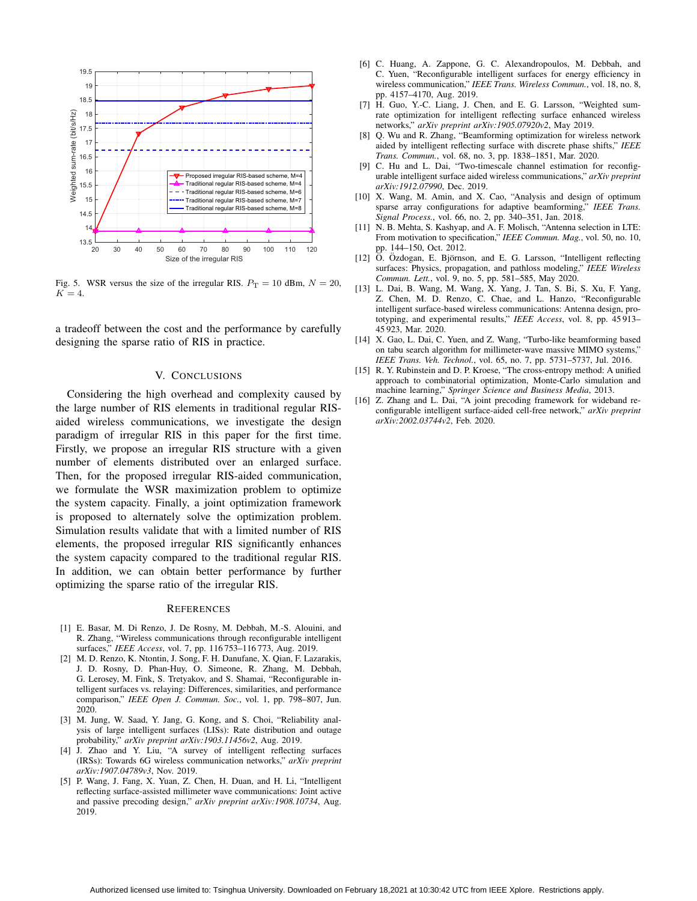19.5
19
18.5
18
17.5
17
16.5
16
15.5
15
14.5
14
13.5

Weighted sum-rate (bit/s/Hz)

20 30 40 50 60 70 80 90 100 110 120

Size of the irregular RIS

Proposed irregular RIS-based scheme, M=4
Traditional regular RIS-based scheme, M=4
Traditional regular RIS-based scheme, M=6
Traditional regular RIS-based scheme, M=7
Traditional regular RIS-based scheme, M=8

Fig. 5. WSR versus the size of the irregular RIS. $P_{\rm T} = 10$ dBm, $N = 20$, $K = 4$.

a tradeoff between the cost and the performance by carefully designing the sparse ratio of RIS in practice.

## V. Conclusions

Considering the high overhead and complexity caused by the large number of RIS elements in traditional regular RIS-aided wireless communications, we investigate the design paradigm of irregular RIS in this paper for the first time. Firstly, we propose an irregular RIS structure with a given number of elements distributed over an enlarged surface. Then, for the proposed irregular RIS-aided communication, we formulate the WSR maximization problem to optimize the system capacity. Finally, a joint optimization framework is proposed to alternately solve the optimization problem. Simulation results validate that with a limited number of RIS elements, the proposed irregular RIS significantly enhances the system capacity compared to the traditional regular RIS. In addition, we can obtain better performance by further optimizing the sparse ratio of the irregular RIS.

## References

[1] E. Basar, M. Di Renzo, J. De Rosny, M. Debbah, M.-S. Alouini, and R. Zhang, "Wireless communications through reconfigurable intelligent surfaces," *IEEE Access*, vol. 7, pp. 116 753–116 773, Aug. 2019.

[2] M. D. Renzo, K. Ntontin, J. Song, F. H. Danufane, X. Qian, F. Lazarakis, J. D. Rosny, D. Phan-Huy, O. Simeone, R. Zhang, M. Debbah, G. Lerosey, M. Fink, S. Tretyakov, and S. Shamai, "Reconfigurable intelligent surfaces vs. relaying: Differences, similarities, and performance comparison," *IEEE Open J. Commun. Soc.*, vol. 1, pp. 798–807, Jun. 2020.

[3] M. Jung, W. Saad, Y. Jang, G. Kong, and S. Choi, "Reliability analysis of large intelligent surfaces (LISs): Rate distribution and outage probability," *arXiv preprint arXiv:1903.11456v2*, Aug. 2019.

[4] J. Zhao and Y. Liu, "A survey of intelligent reflecting surfaces (IRSs): Towards 6G wireless communication networks," *arXiv preprint arXiv:1907.04789v3*, Nov. 2019.

[5] P. Wang, J. Fang, X. Yuan, Z. Chen, H. Duan, and H. Li, "Intelligent reflecting surface-assisted millimeter wave communications: Joint active and passive precoding design," *arXiv preprint arXiv:1908.10734*, Aug. 2019.

[6] C. Huang, A. Zappone, G. C. Alexandropoulos, M. Debbah, and C. Yuen, "Reconfigurable intelligent surfaces for energy efficiency in wireless communication," *IEEE Trans. Wireless Commun.*, vol. 18, no. 8, pp. 4157–4170, Aug. 2019.

[7] H. Guo, Y.-C. Liang, J. Chen, and E. G. Larsson, "Weighted sum-rate optimization for intelligent reflecting surface enhanced wireless networks," *arXiv preprint arXiv:1905.07920v2*, May 2019.

[8] Q. Wu and R. Zhang, "Beamforming optimization for wireless network aided by intelligent reflecting surface with discrete phase shifts," *IEEE Trans. Commun.*, vol. 68, no. 3, pp. 1838–1851, Mar. 2020.

[9] C. Hu and L. Dai, "Two-timescale channel estimation for reconfigurable intelligent surface aided wireless communications," *arXiv preprint arXiv:1912.07990*, Dec. 2019.

[10] X. Wang, M. Amin, and X. Cao, "Analysis and design of optimum sparse array configurations for adaptive beamforming," *IEEE Trans. Signal Process.*, vol. 66, no. 2, pp. 340–351, Jan. 2018.

[11] N. B. Mehta, S. Kashyap, and A. F. Molisch, "Antenna selection in LTE: From motivation to specification," *IEEE Commun. Mag.*, vol. 50, no. 10, pp. 144–150, Oct. 2012.

[12] Ö. Özdogan, E. Björnson, and E. G. Larsson, "Intelligent reflecting surfaces: Physics, propagation, and pathloss modeling," *IEEE Wireless Commun. Lett.*, vol. 9, no. 5, pp. 581–585, May 2020.

[13] L. Dai, B. Wang, M. Wang, X. Yang, J. Tan, S. Bi, S. Xu, F. Yang, Z. Chen, M. D. Renzo, C. Chae, and L. Hanzo, "Reconfigurable intelligent surface-based wireless communications: Antenna design, prototyping, and experimental results," *IEEE Access*, vol. 8, pp. 45 913–45 923, Mar. 2020.

[14] X. Gao, L. Dai, C. Yuen, and Z. Wang, "Turbo-like beamforming based on tabu search algorithm for millimeter-wave massive MIMO systems," *IEEE Trans. Veh. Technol.*, vol. 65, no. 7, pp. 5731–5737, Jul. 2016.

[15] R. Y. Rubinstein and D. P. Kroese, "The cross-entropy method: A unified approach to combinatorial optimization, Monte-Carlo simulation and machine learning," *Springer Science and Business Media*, 2013.

[16] Z. Zhang and L. Dai, "A joint precoding framework for wideband reconfigurable intelligent surface-aided cell-free network," *arXiv preprint arXiv:2002.03744v2*, Feb. 2020.